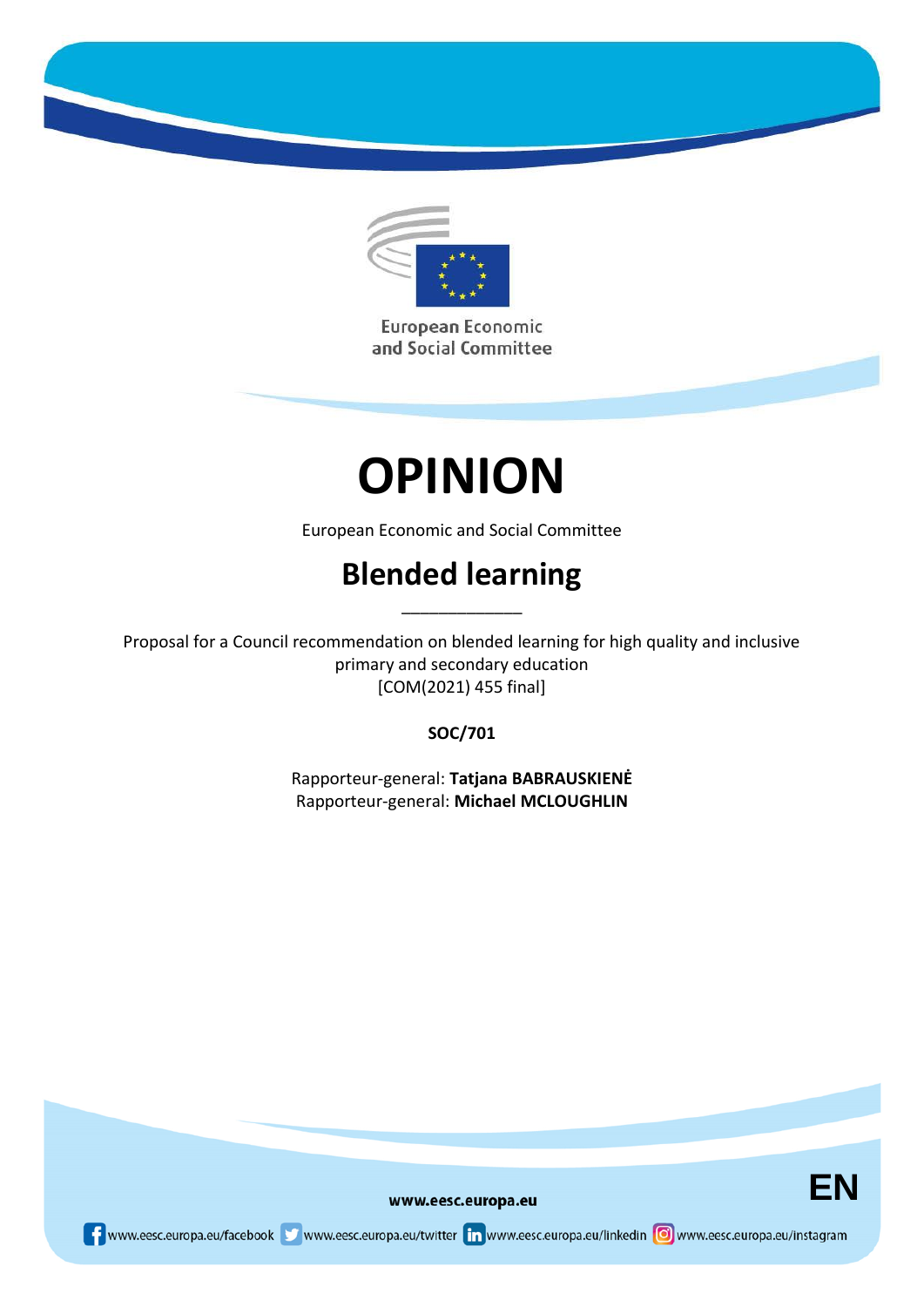European Economic and Social Committee

# OPINION

European Economic and Social Committee

## Blended learning

\_\_\_\_\_\_\_\_\_\_\_\_\_

Proposal for a Council recommendation on blended learning for high quality and inclusive primary and secondary education
[COM(2021) 455 final]

**SOC/701**

Rapporteur-general: **Tatjana BABRAUSKIENĖ**
Rapporteur-general: **Michael MCLOUGHLIN**

www.eesc.europa.eu

EN

www.eesc.europa.eu/facebook www.eesc.europa.eu/twitter www.eesc.europa.eu/linkedin www.eesc.europa.eu/instagram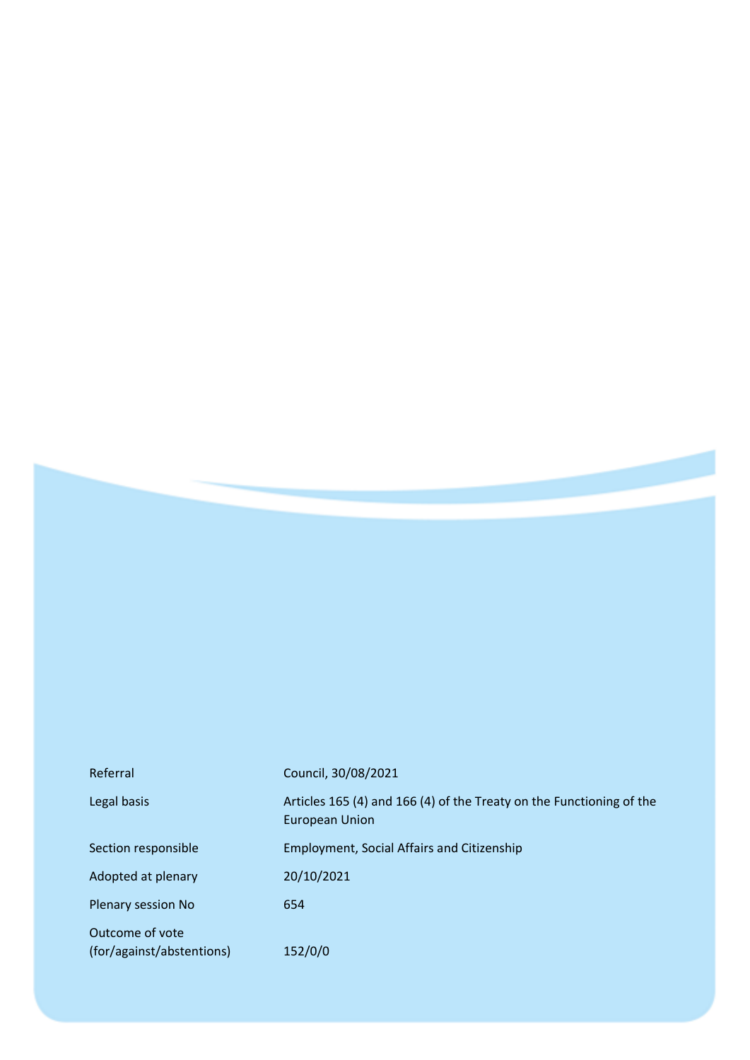| | |
|---|---|
| Referral | Council, 30/08/2021 |
| Legal basis | Articles 165 (4) and 166 (4) of the Treaty on the Functioning of the European Union |
| Section responsible | Employment, Social Affairs and Citizenship |
| Adopted at plenary | 20/10/2021 |
| Plenary session No | 654 |
| Outcome of vote (for/against/abstentions) | 152/0/0 |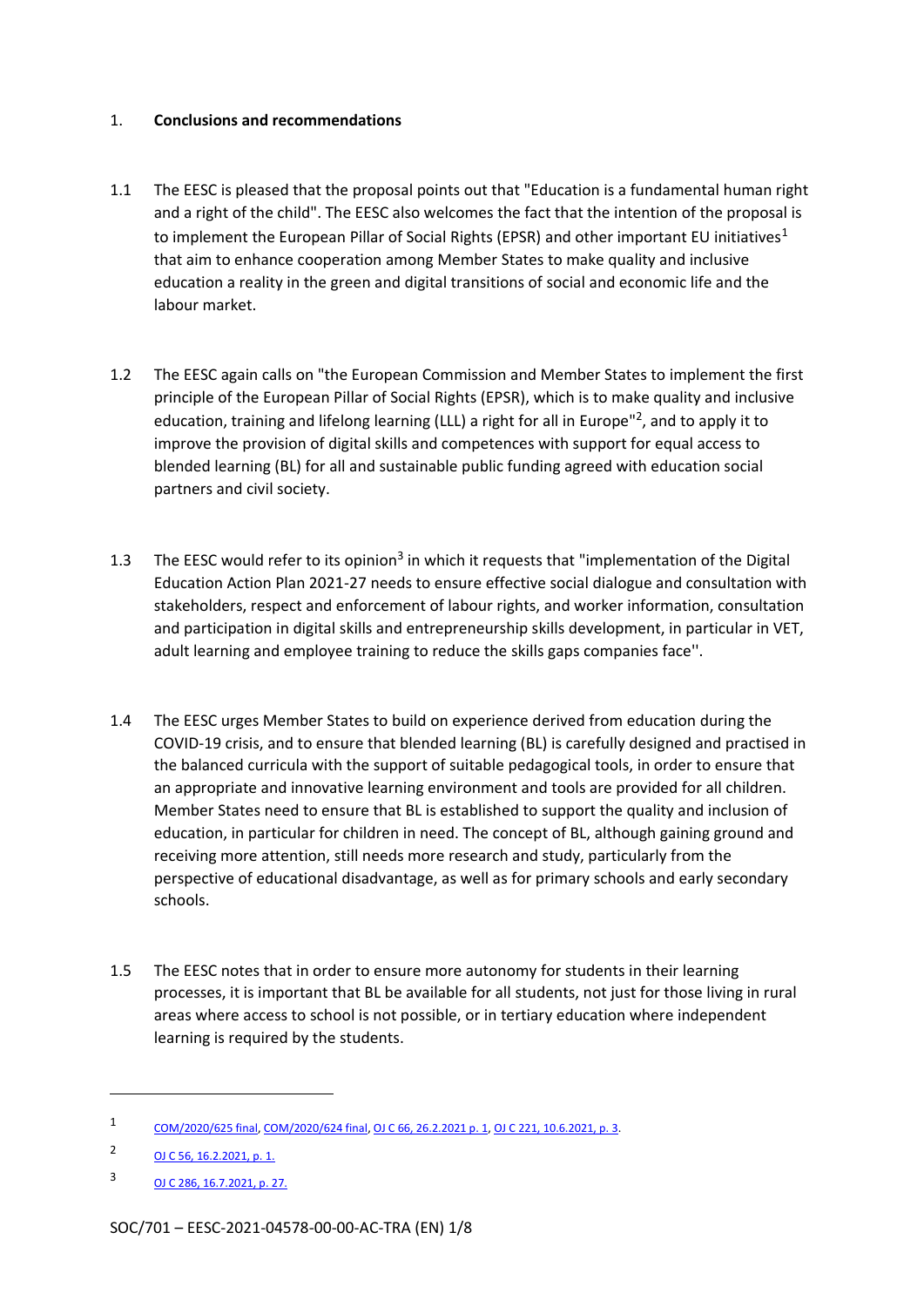## 1. **Conclusions and recommendations**

1.1 The EESC is pleased that the proposal points out that "Education is a fundamental human right and a right of the child". The EESC also welcomes the fact that the intention of the proposal is to implement the European Pillar of Social Rights (EPSR) and other important EU initiatives[1] that aim to enhance cooperation among Member States to make quality and inclusive education a reality in the green and digital transitions of social and economic life and the labour market.

1.2 The EESC again calls on "the European Commission and Member States to implement the first principle of the European Pillar of Social Rights (EPSR), which is to make quality and inclusive education, training and lifelong learning (LLL) a right for all in Europe"[2], and to apply it to improve the provision of digital skills and competences with support for equal access to blended learning (BL) for all and sustainable public funding agreed with education social partners and civil society.

1.3 The EESC would refer to its opinion[3] in which it requests that "implementation of the Digital Education Action Plan 2021-27 needs to ensure effective social dialogue and consultation with stakeholders, respect and enforcement of labour rights, and worker information, consultation and participation in digital skills and entrepreneurship skills development, in particular in VET, adult learning and employee training to reduce the skills gaps companies face''.

1.4 The EESC urges Member States to build on experience derived from education during the COVID-19 crisis, and to ensure that blended learning (BL) is carefully designed and practised in the balanced curricula with the support of suitable pedagogical tools, in order to ensure that an appropriate and innovative learning environment and tools are provided for all children. Member States need to ensure that BL is established to support the quality and inclusion of education, in particular for children in need. The concept of BL, although gaining ground and receiving more attention, still needs more research and study, particularly from the perspective of educational disadvantage, as well as for primary schools and early secondary schools.

1.5 The EESC notes that in order to ensure more autonomy for students in their learning processes, it is important that BL be available for all students, not just for those living in rural areas where access to school is not possible, or in tertiary education where independent learning is required by the students.

---

1 COM/2020/625 final, COM/2020/624 final, OJ C 66, 26.2.2021 p. 1, OJ C 221, 10.6.2021, p. 3.

2 OJ C 56, 16.2.2021, p. 1.

3 OJ C 286, 16.7.2021, p. 27.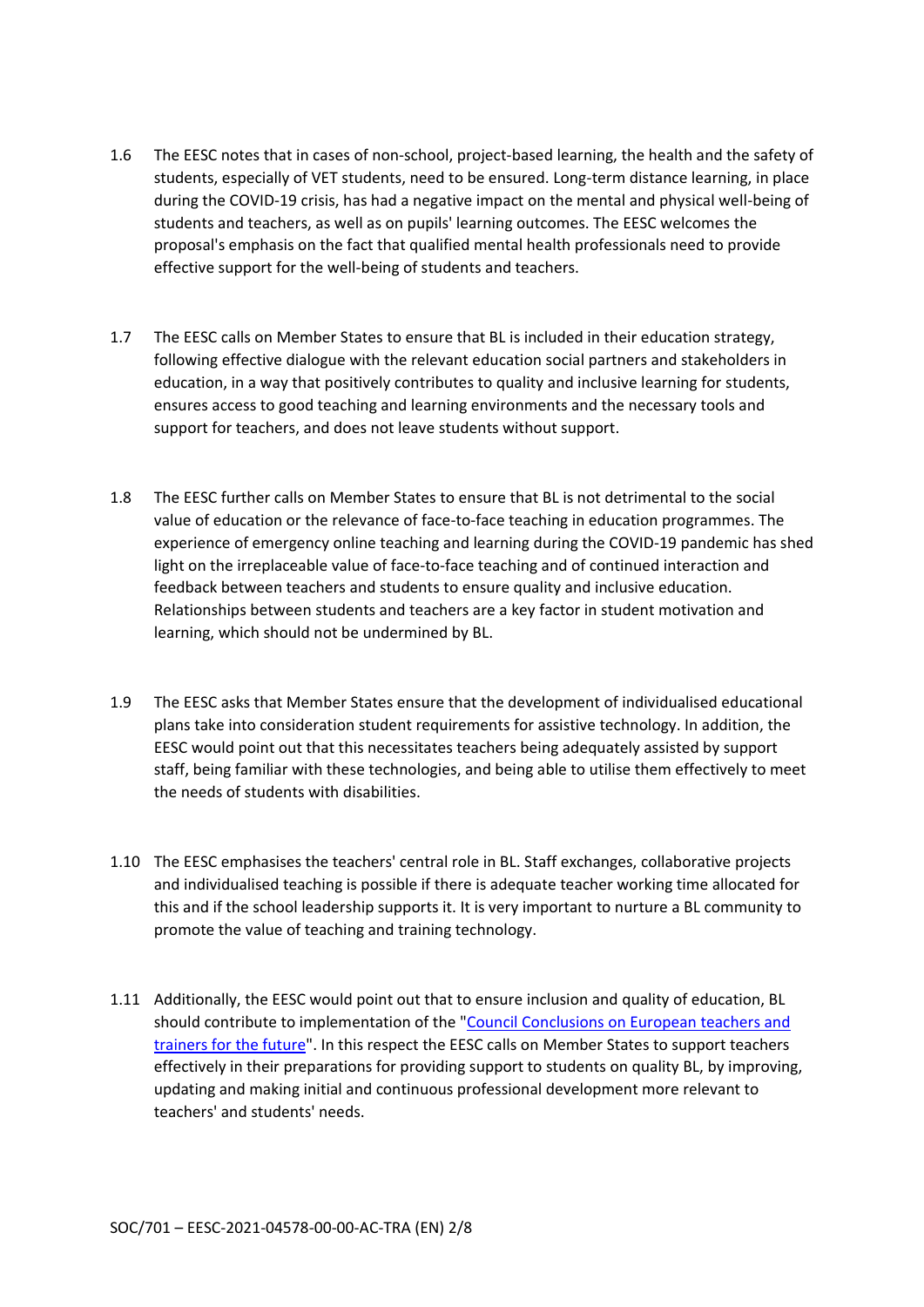1.6 The EESC notes that in cases of non-school, project-based learning, the health and the safety of students, especially of VET students, need to be ensured. Long-term distance learning, in place during the COVID-19 crisis, has had a negative impact on the mental and physical well-being of students and teachers, as well as on pupils' learning outcomes. The EESC welcomes the proposal's emphasis on the fact that qualified mental health professionals need to provide effective support for the well-being of students and teachers.

1.7 The EESC calls on Member States to ensure that BL is included in their education strategy, following effective dialogue with the relevant education social partners and stakeholders in education, in a way that positively contributes to quality and inclusive learning for students, ensures access to good teaching and learning environments and the necessary tools and support for teachers, and does not leave students without support.

1.8 The EESC further calls on Member States to ensure that BL is not detrimental to the social value of education or the relevance of face-to-face teaching in education programmes. The experience of emergency online teaching and learning during the COVID-19 pandemic has shed light on the irreplaceable value of face-to-face teaching and of continued interaction and feedback between teachers and students to ensure quality and inclusive education. Relationships between students and teachers are a key factor in student motivation and learning, which should not be undermined by BL.

1.9 The EESC asks that Member States ensure that the development of individualised educational plans take into consideration student requirements for assistive technology. In addition, the EESC would point out that this necessitates teachers being adequately assisted by support staff, being familiar with these technologies, and being able to utilise them effectively to meet the needs of students with disabilities.

1.10 The EESC emphasises the teachers' central role in BL. Staff exchanges, collaborative projects and individualised teaching is possible if there is adequate teacher working time allocated for this and if the school leadership supports it. It is very important to nurture a BL community to promote the value of teaching and training technology.

1.11 Additionally, the EESC would point out that to ensure inclusion and quality of education, BL should contribute to implementation of the "Council Conclusions on European teachers and trainers for the future". In this respect the EESC calls on Member States to support teachers effectively in their preparations for providing support to students on quality BL, by improving, updating and making initial and continuous professional development more relevant to teachers' and students' needs.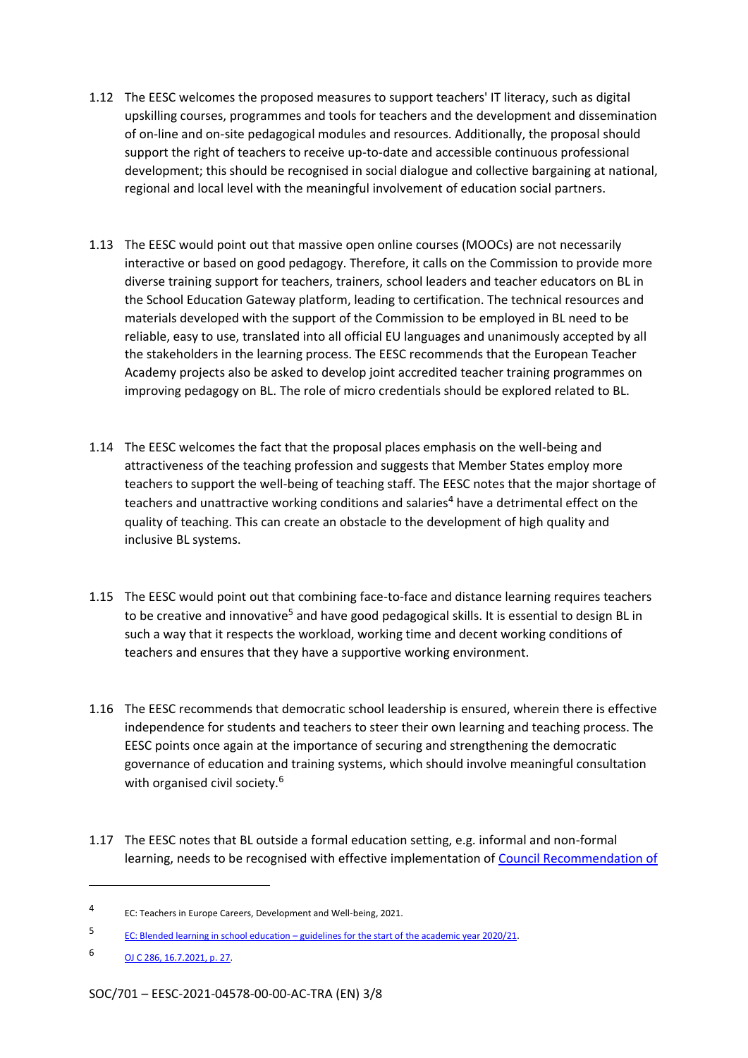1.12 The EESC welcomes the proposed measures to support teachers' IT literacy, such as digital upskilling courses, programmes and tools for teachers and the development and dissemination of on-line and on-site pedagogical modules and resources. Additionally, the proposal should support the right of teachers to receive up-to-date and accessible continuous professional development; this should be recognised in social dialogue and collective bargaining at national, regional and local level with the meaningful involvement of education social partners.

1.13 The EESC would point out that massive open online courses (MOOCs) are not necessarily interactive or based on good pedagogy. Therefore, it calls on the Commission to provide more diverse training support for teachers, trainers, school leaders and teacher educators on BL in the School Education Gateway platform, leading to certification. The technical resources and materials developed with the support of the Commission to be employed in BL need to be reliable, easy to use, translated into all official EU languages and unanimously accepted by all the stakeholders in the learning process. The EESC recommends that the European Teacher Academy projects also be asked to develop joint accredited teacher training programmes on improving pedagogy on BL. The role of micro credentials should be explored related to BL.

1.14 The EESC welcomes the fact that the proposal places emphasis on the well-being and attractiveness of the teaching profession and suggests that Member States employ more teachers to support the well-being of teaching staff. The EESC notes that the major shortage of teachers and unattractive working conditions and salaries[4] have a detrimental effect on the quality of teaching. This can create an obstacle to the development of high quality and inclusive BL systems.

1.15 The EESC would point out that combining face-to-face and distance learning requires teachers to be creative and innovative[5] and have good pedagogical skills. It is essential to design BL in such a way that it respects the workload, working time and decent working conditions of teachers and ensures that they have a supportive working environment.

1.16 The EESC recommends that democratic school leadership is ensured, wherein there is effective independence for students and teachers to steer their own learning and teaching process. The EESC points once again at the importance of securing and strengthening the democratic governance of education and training systems, which should involve meaningful consultation with organised civil society.[6]

1.17 The EESC notes that BL outside a formal education setting, e.g. informal and non-formal learning, needs to be recognised with effective implementation of Council Recommendation of

---

[4] EC: Teachers in Europe Careers, Development and Well-being, 2021.

[5] EC: Blended learning in school education – guidelines for the start of the academic year 2020/21.

[6] OJ C 286, 16.7.2021, p. 27.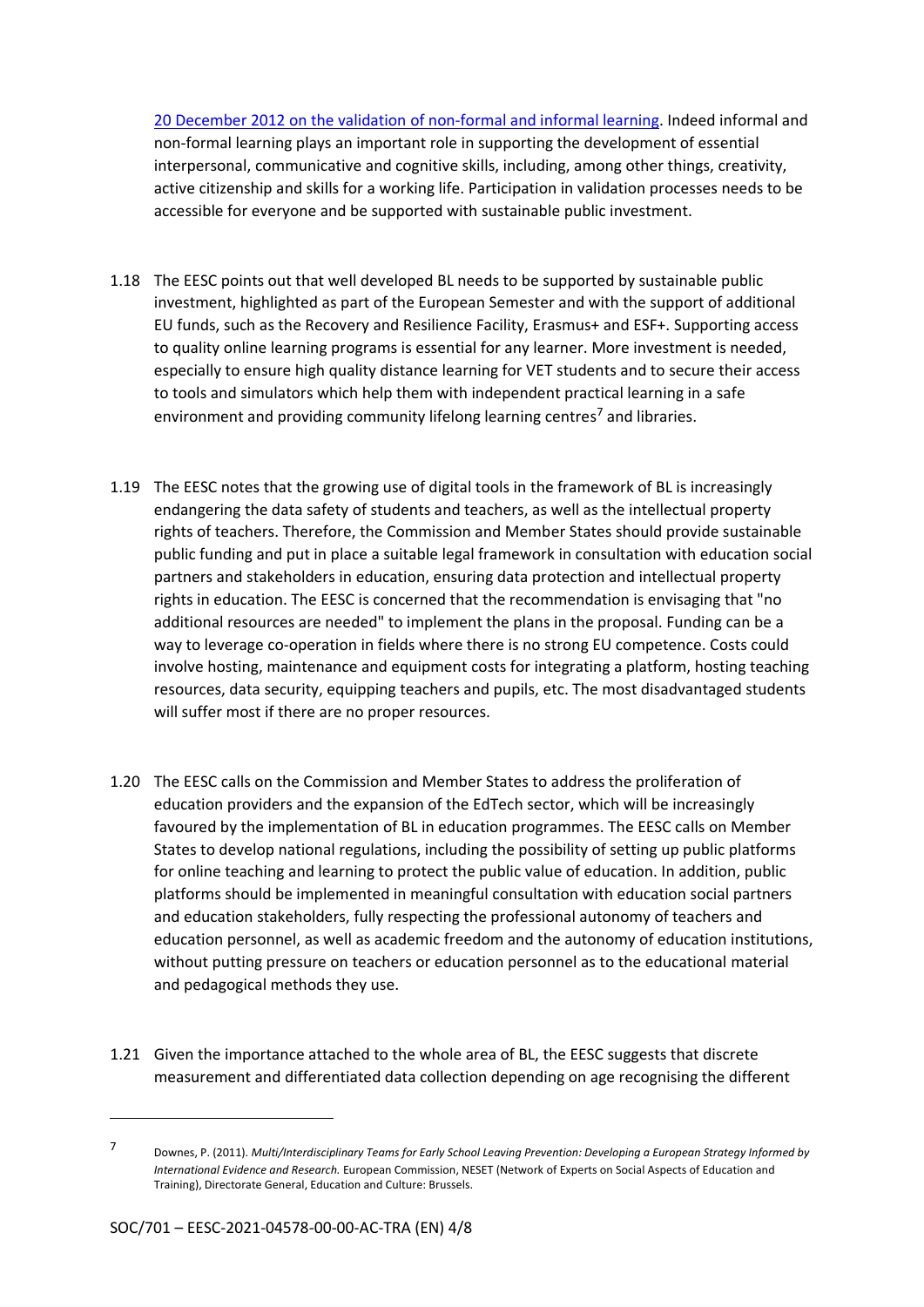20 December 2012 on the validation of non-formal and informal learning. Indeed informal and non-formal learning plays an important role in supporting the development of essential interpersonal, communicative and cognitive skills, including, among other things, creativity, active citizenship and skills for a working life. Participation in validation processes needs to be accessible for everyone and be supported with sustainable public investment.

1.18 The EESC points out that well developed BL needs to be supported by sustainable public investment, highlighted as part of the European Semester and with the support of additional EU funds, such as the Recovery and Resilience Facility, Erasmus+ and ESF+. Supporting access to quality online learning programs is essential for any learner. More investment is needed, especially to ensure high quality distance learning for VET students and to secure their access to tools and simulators which help them with independent practical learning in a safe environment and providing community lifelong learning centres[7] and libraries.

1.19 The EESC notes that the growing use of digital tools in the framework of BL is increasingly endangering the data safety of students and teachers, as well as the intellectual property rights of teachers. Therefore, the Commission and Member States should provide sustainable public funding and put in place a suitable legal framework in consultation with education social partners and stakeholders in education, ensuring data protection and intellectual property rights in education. The EESC is concerned that the recommendation is envisaging that "no additional resources are needed" to implement the plans in the proposal. Funding can be a way to leverage co-operation in fields where there is no strong EU competence. Costs could involve hosting, maintenance and equipment costs for integrating a platform, hosting teaching resources, data security, equipping teachers and pupils, etc. The most disadvantaged students will suffer most if there are no proper resources.

1.20 The EESC calls on the Commission and Member States to address the proliferation of education providers and the expansion of the EdTech sector, which will be increasingly favoured by the implementation of BL in education programmes. The EESC calls on Member States to develop national regulations, including the possibility of setting up public platforms for online teaching and learning to protect the public value of education. In addition, public platforms should be implemented in meaningful consultation with education social partners and education stakeholders, fully respecting the professional autonomy of teachers and education personnel, as well as academic freedom and the autonomy of education institutions, without putting pressure on teachers or education personnel as to the educational material and pedagogical methods they use.

1.21 Given the importance attached to the whole area of BL, the EESC suggests that discrete measurement and differentiated data collection depending on age recognising the different

---

[7] Downes, P. (2011). *Multi/Interdisciplinary Teams for Early School Leaving Prevention: Developing a European Strategy Informed by International Evidence and Research.* European Commission, NESET (Network of Experts on Social Aspects of Education and Training), Directorate General, Education and Culture: Brussels.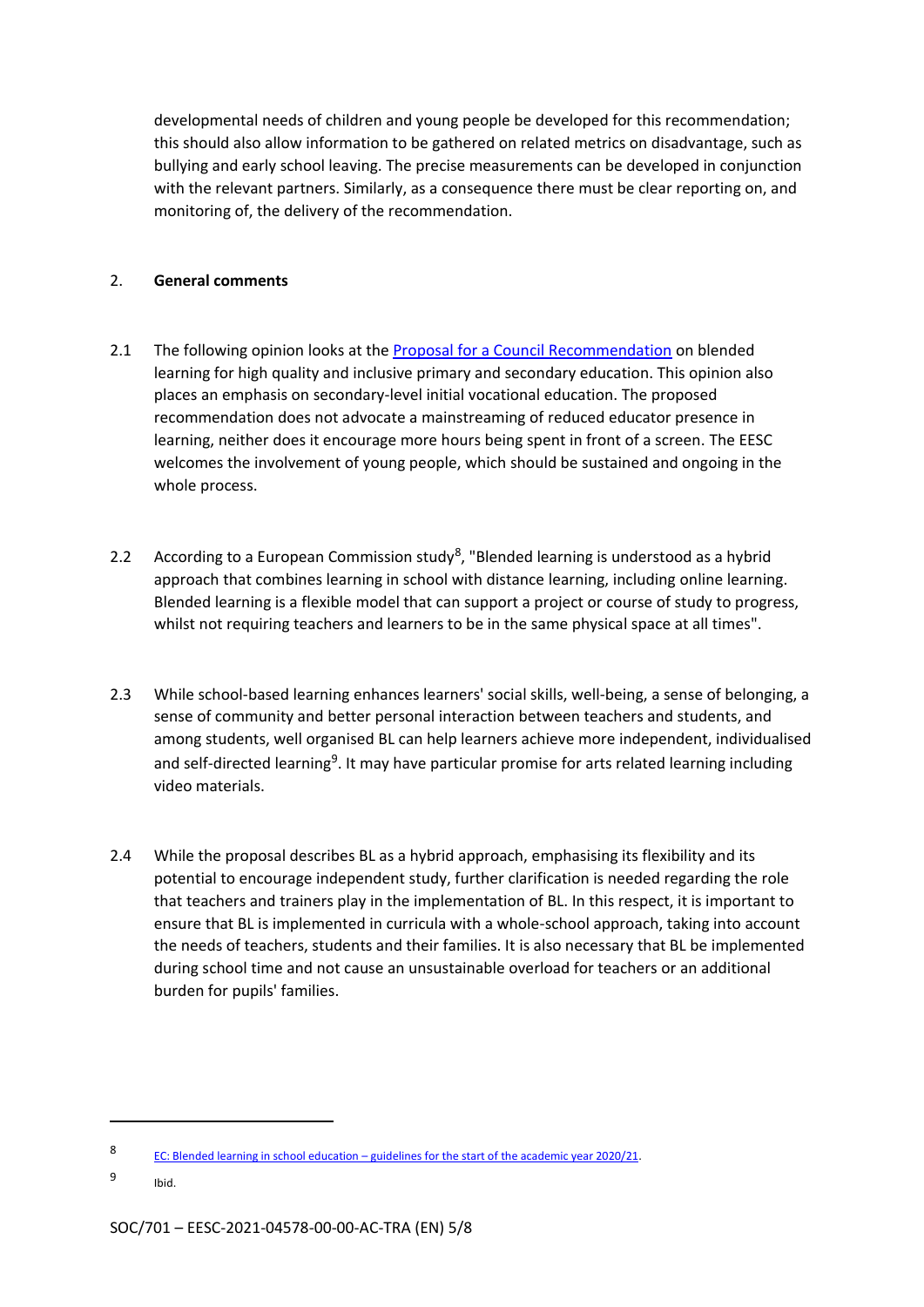developmental needs of children and young people be developed for this recommendation; this should also allow information to be gathered on related metrics on disadvantage, such as bullying and early school leaving. The precise measurements can be developed in conjunction with the relevant partners. Similarly, as a consequence there must be clear reporting on, and monitoring of, the delivery of the recommendation.

## 2. **General comments**

2.1 The following opinion looks at the [Proposal for a Council Recommendation]() on blended learning for high quality and inclusive primary and secondary education. This opinion also places an emphasis on secondary-level initial vocational education. The proposed recommendation does not advocate a mainstreaming of reduced educator presence in learning, neither does it encourage more hours being spent in front of a screen. The EESC welcomes the involvement of young people, which should be sustained and ongoing in the whole process.

2.2 According to a European Commission study[8], "Blended learning is understood as a hybrid approach that combines learning in school with distance learning, including online learning. Blended learning is a flexible model that can support a project or course of study to progress, whilst not requiring teachers and learners to be in the same physical space at all times".

2.3 While school-based learning enhances learners' social skills, well-being, a sense of belonging, a sense of community and better personal interaction between teachers and students, and among students, well organised BL can help learners achieve more independent, individualised and self-directed learning[9]. It may have particular promise for arts related learning including video materials.

2.4 While the proposal describes BL as a hybrid approach, emphasising its flexibility and its potential to encourage independent study, further clarification is needed regarding the role that teachers and trainers play in the implementation of BL. In this respect, it is important to ensure that BL is implemented in curricula with a whole-school approach, taking into account the needs of teachers, students and their families. It is also necessary that BL be implemented during school time and not cause an unsustainable overload for teachers or an additional burden for pupils' families.

---

[8] [EC: Blended learning in school education – guidelines for the start of the academic year 2020/21]().

[9] Ibid.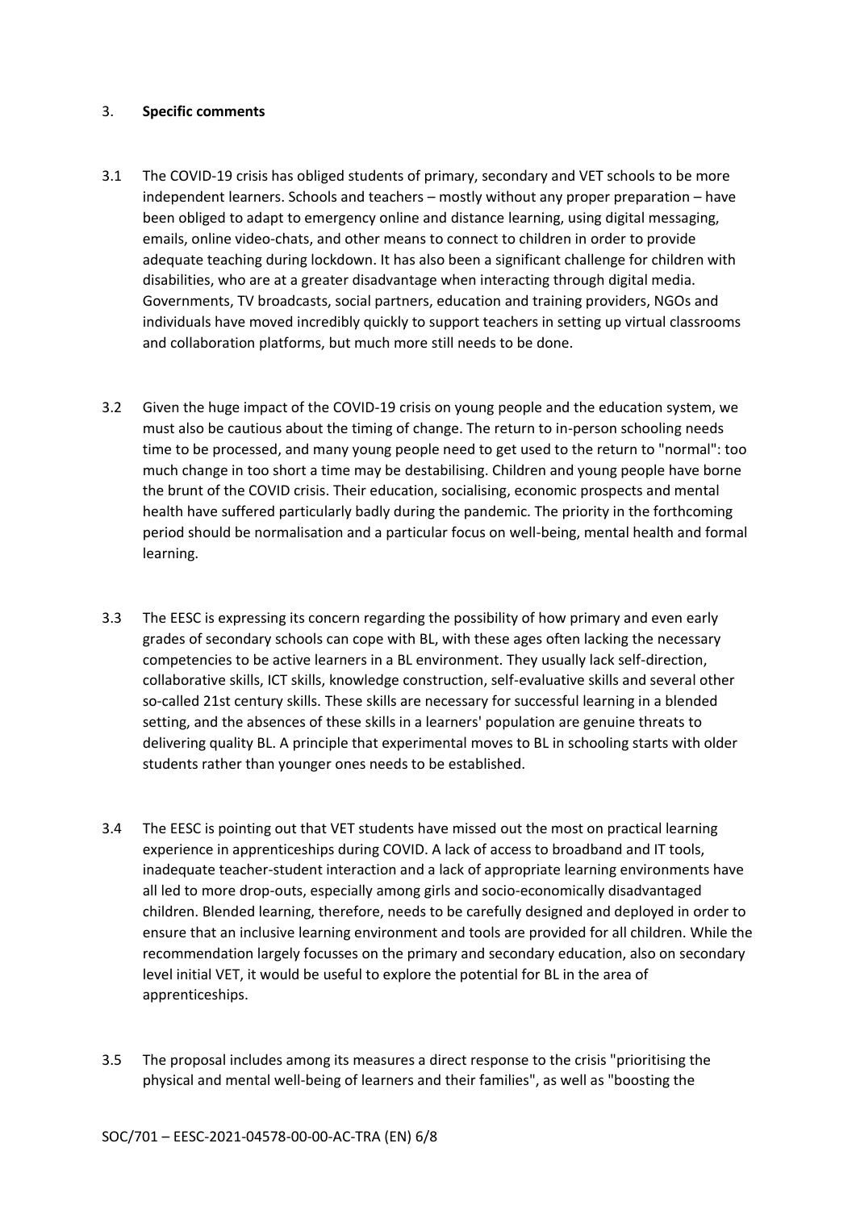## 3. **Specific comments**

3.1 The COVID-19 crisis has obliged students of primary, secondary and VET schools to be more independent learners. Schools and teachers – mostly without any proper preparation – have been obliged to adapt to emergency online and distance learning, using digital messaging, emails, online video-chats, and other means to connect to children in order to provide adequate teaching during lockdown. It has also been a significant challenge for children with disabilities, who are at a greater disadvantage when interacting through digital media. Governments, TV broadcasts, social partners, education and training providers, NGOs and individuals have moved incredibly quickly to support teachers in setting up virtual classrooms and collaboration platforms, but much more still needs to be done.

3.2 Given the huge impact of the COVID-19 crisis on young people and the education system, we must also be cautious about the timing of change. The return to in-person schooling needs time to be processed, and many young people need to get used to the return to "normal": too much change in too short a time may be destabilising. Children and young people have borne the brunt of the COVID crisis. Their education, socialising, economic prospects and mental health have suffered particularly badly during the pandemic. The priority in the forthcoming period should be normalisation and a particular focus on well-being, mental health and formal learning.

3.3 The EESC is expressing its concern regarding the possibility of how primary and even early grades of secondary schools can cope with BL, with these ages often lacking the necessary competencies to be active learners in a BL environment. They usually lack self-direction, collaborative skills, ICT skills, knowledge construction, self-evaluative skills and several other so-called 21st century skills. These skills are necessary for successful learning in a blended setting, and the absences of these skills in a learners' population are genuine threats to delivering quality BL. A principle that experimental moves to BL in schooling starts with older students rather than younger ones needs to be established.

3.4 The EESC is pointing out that VET students have missed out the most on practical learning experience in apprenticeships during COVID. A lack of access to broadband and IT tools, inadequate teacher-student interaction and a lack of appropriate learning environments have all led to more drop-outs, especially among girls and socio-economically disadvantaged children. Blended learning, therefore, needs to be carefully designed and deployed in order to ensure that an inclusive learning environment and tools are provided for all children. While the recommendation largely focusses on the primary and secondary education, also on secondary level initial VET, it would be useful to explore the potential for BL in the area of apprenticeships.

3.5 The proposal includes among its measures a direct response to the crisis "prioritising the physical and mental well-being of learners and their families", as well as "boosting the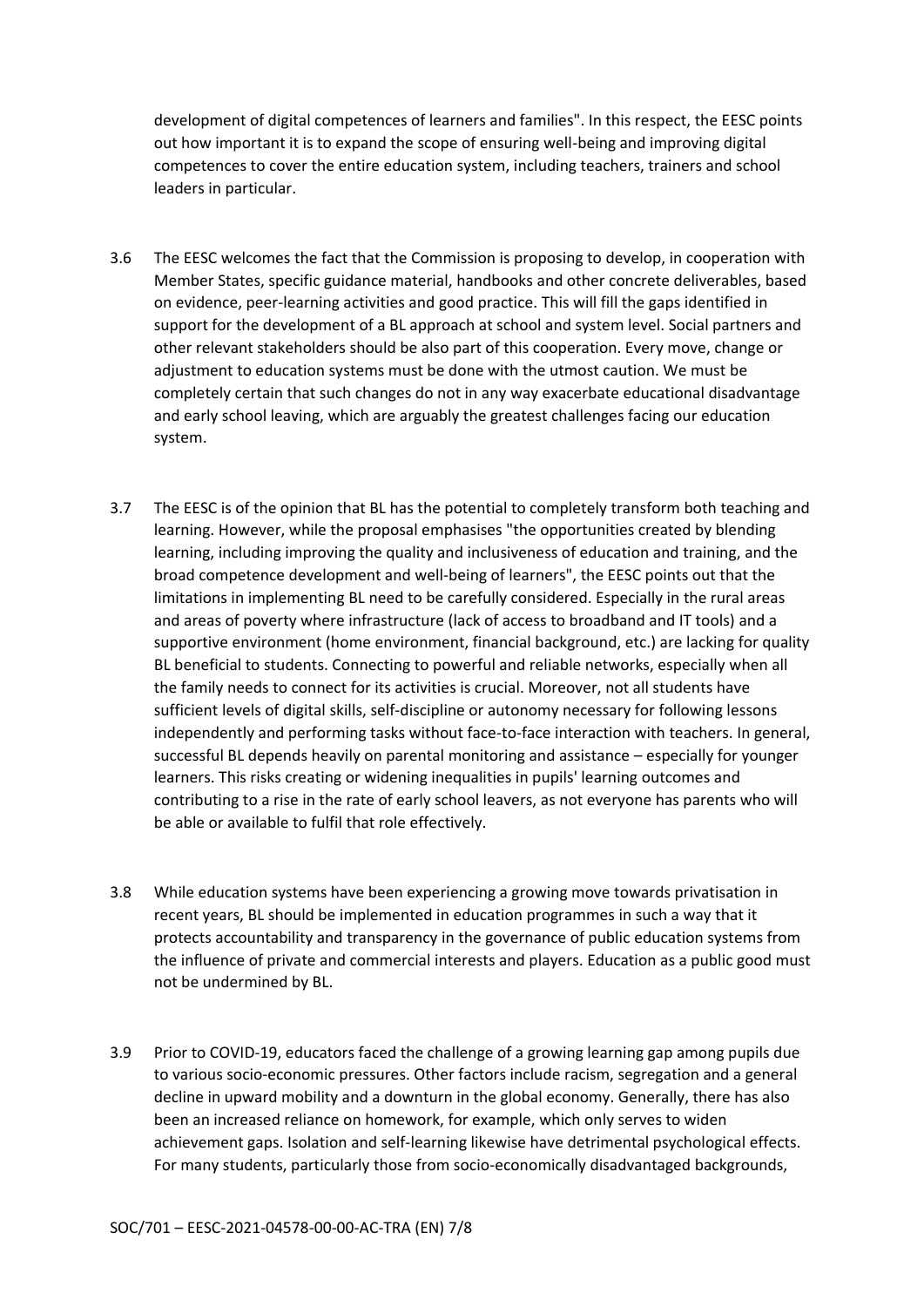development of digital competences of learners and families". In this respect, the EESC points out how important it is to expand the scope of ensuring well-being and improving digital competences to cover the entire education system, including teachers, trainers and school leaders in particular.

3.6 The EESC welcomes the fact that the Commission is proposing to develop, in cooperation with Member States, specific guidance material, handbooks and other concrete deliverables, based on evidence, peer-learning activities and good practice. This will fill the gaps identified in support for the development of a BL approach at school and system level. Social partners and other relevant stakeholders should be also part of this cooperation. Every move, change or adjustment to education systems must be done with the utmost caution. We must be completely certain that such changes do not in any way exacerbate educational disadvantage and early school leaving, which are arguably the greatest challenges facing our education system.

3.7 The EESC is of the opinion that BL has the potential to completely transform both teaching and learning. However, while the proposal emphasises "the opportunities created by blending learning, including improving the quality and inclusiveness of education and training, and the broad competence development and well-being of learners", the EESC points out that the limitations in implementing BL need to be carefully considered. Especially in the rural areas and areas of poverty where infrastructure (lack of access to broadband and IT tools) and a supportive environment (home environment, financial background, etc.) are lacking for quality BL beneficial to students. Connecting to powerful and reliable networks, especially when all the family needs to connect for its activities is crucial. Moreover, not all students have sufficient levels of digital skills, self-discipline or autonomy necessary for following lessons independently and performing tasks without face-to-face interaction with teachers. In general, successful BL depends heavily on parental monitoring and assistance – especially for younger learners. This risks creating or widening inequalities in pupils' learning outcomes and contributing to a rise in the rate of early school leavers, as not everyone has parents who will be able or available to fulfil that role effectively.

3.8 While education systems have been experiencing a growing move towards privatisation in recent years, BL should be implemented in education programmes in such a way that it protects accountability and transparency in the governance of public education systems from the influence of private and commercial interests and players. Education as a public good must not be undermined by BL.

3.9 Prior to COVID-19, educators faced the challenge of a growing learning gap among pupils due to various socio-economic pressures. Other factors include racism, segregation and a general decline in upward mobility and a downturn in the global economy. Generally, there has also been an increased reliance on homework, for example, which only serves to widen achievement gaps. Isolation and self-learning likewise have detrimental psychological effects. For many students, particularly those from socio-economically disadvantaged backgrounds,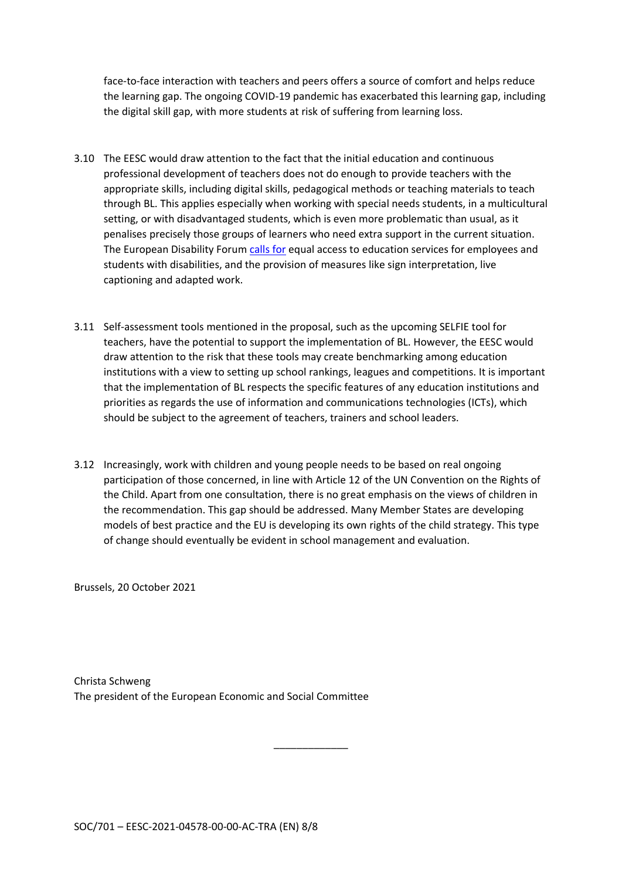face-to-face interaction with teachers and peers offers a source of comfort and helps reduce the learning gap. The ongoing COVID-19 pandemic has exacerbated this learning gap, including the digital skill gap, with more students at risk of suffering from learning loss.

3.10 The EESC would draw attention to the fact that the initial education and continuous professional development of teachers does not do enough to provide teachers with the appropriate skills, including digital skills, pedagogical methods or teaching materials to teach through BL. This applies especially when working with special needs students, in a multicultural setting, or with disadvantaged students, which is even more problematic than usual, as it penalises precisely those groups of learners who need extra support in the current situation. The European Disability Forum calls for equal access to education services for employees and students with disabilities, and the provision of measures like sign interpretation, live captioning and adapted work.

3.11 Self-assessment tools mentioned in the proposal, such as the upcoming SELFIE tool for teachers, have the potential to support the implementation of BL. However, the EESC would draw attention to the risk that these tools may create benchmarking among education institutions with a view to setting up school rankings, leagues and competitions. It is important that the implementation of BL respects the specific features of any education institutions and priorities as regards the use of information and communications technologies (ICTs), which should be subject to the agreement of teachers, trainers and school leaders.

3.12 Increasingly, work with children and young people needs to be based on real ongoing participation of those concerned, in line with Article 12 of the UN Convention on the Rights of the Child. Apart from one consultation, there is no great emphasis on the views of children in the recommendation. This gap should be addressed. Many Member States are developing models of best practice and the EU is developing its own rights of the child strategy. This type of change should eventually be evident in school management and evaluation.

Brussels, 20 October 2021

Christa Schweng
The president of the European Economic and Social Committee

_____________